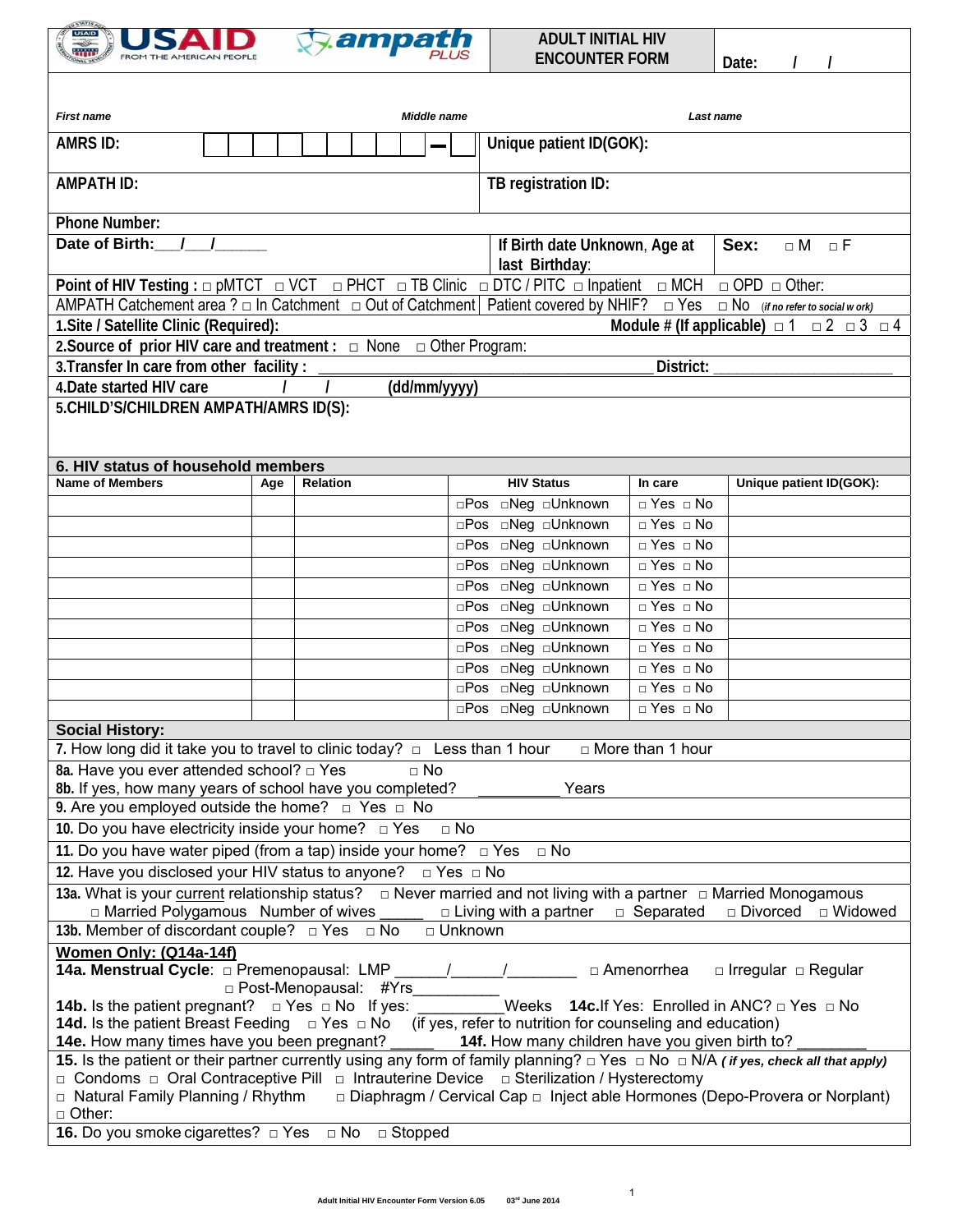USAID FROM THE AMERICAN PEOPLE | ampath PLUS

# ADULT INITIAL HIV ENCOUNTER FORM

**Date:** / /

*First name* *Middle name* *Last name*

| | |
|---|---|
| **AMRS ID:** ☐☐☐☐☐☐☐☐☐ — ☐ | **Unique patient ID(GOK):** |
| **AMPATH ID:** | **TB registration ID:** |

**Phone Number:**

**Date of Birth:**___/___/______ | **If Birth date Unknown, Age at last Birthday:** | **Sex:** □ M □ F

**Point of HIV Testing :** □ pMTCT □ VCT □ PHCT □ TB Clinic □ DTC / PITC □ Inpatient □ MCH □ OPD □ Other:

AMPATH Catchement area ? □ In Catchment □ Out of Catchment | Patient covered by NHIF? □ Yes □ No *(if no refer to social w ork)*

**1.Site / Satellite Clinic (Required):** **Module # (If applicable)** □ 1 □ 2 □ 3 □ 4

**2.Source of prior HIV care and treatment :** □ None □ Other Program:

**3.Transfer In care from other facility :** ________________________________________ **District:** ______________________

**4.Date started HIV care** / / **(dd/mm/yyyy)**

**5.CHILD'S/CHILDREN AMPATH/AMRS ID(S):**

## 6. HIV status of household members

| Name of Members | Age | Relation | HIV Status | In care | Unique patient ID(GOK): |
|---|---|---|---|---|---|
| | | | □Pos □Neg □Unknown | □ Yes □ No | |
| | | | □Pos □Neg □Unknown | □ Yes □ No | |
| | | | □Pos □Neg □Unknown | □ Yes □ No | |
| | | | □Pos □Neg □Unknown | □ Yes □ No | |
| | | | □Pos □Neg □Unknown | □ Yes □ No | |
| | | | □Pos □Neg □Unknown | □ Yes □ No | |
| | | | □Pos □Neg □Unknown | □ Yes □ No | |
| | | | □Pos □Neg □Unknown | □ Yes □ No | |
| | | | □Pos □Neg □Unknown | □ Yes □ No | |
| | | | □Pos □Neg □Unknown | □ Yes □ No | |
| | | | □Pos □Neg □Unknown | □ Yes □ No | |

## Social History:

7. How long did it take you to travel to clinic today? □ Less than 1 hour □ More than 1 hour

**8a.** Have you ever attended school? □ Yes □ No
**8b.** If yes, how many years of school have you completed? __________ Years

**9.** Are you employed outside the home? □ Yes □ No

**10.** Do you have electricity inside your home? □ Yes □ No

**11.** Do you have water piped (from a tap) inside your home? □ Yes □ No

**12.** Have you disclosed your HIV status to anyone? □ Yes □ No

**13a.** What is your current relationship status? □ Never married and not living with a partner □ Married Monogamous □ Married Polygamous Number of wives _____ □ Living with a partner □ Separated □ Divorced □ Widowed

**13b.** Member of discordant couple? □ Yes □ No □ Unknown

**Women Only: (Q14a-14f)**

**14a. Menstrual Cycle**: □ Premenopausal: LMP ______/______/________ □ Amenorrhea □ Irregular □ Regular
□ Post-Menopausal: #Yrs__________

**14b.** Is the patient pregnant? □ Yes □ No If yes: __________Weeks **14c.**If Yes: Enrolled in ANC? □ Yes □ No

**14d.** Is the patient Breast Feeding □ Yes □ No (if yes, refer to nutrition for counseling and education)

**14e.** How many times have you been pregnant? _____ **14f.** How many children have you given birth to? ________

**15.** Is the patient or their partner currently using any form of family planning? □ Yes □ No □ N/A ***( if yes, check all that apply)***
□ Condoms □ Oral Contraceptive Pill □ Intrauterine Device □ Sterilization / Hysterectomy
□ Natural Family Planning / Rhythm □ Diaphragm / Cervical Cap □ Inject able Hormones (Depo-Provera or Norplant)
□ Other:

**16.** Do you smoke cigarettes? □ Yes □ No □ Stopped

Adult Initial HIV Encounter Form Version 6.05 03rd June 2014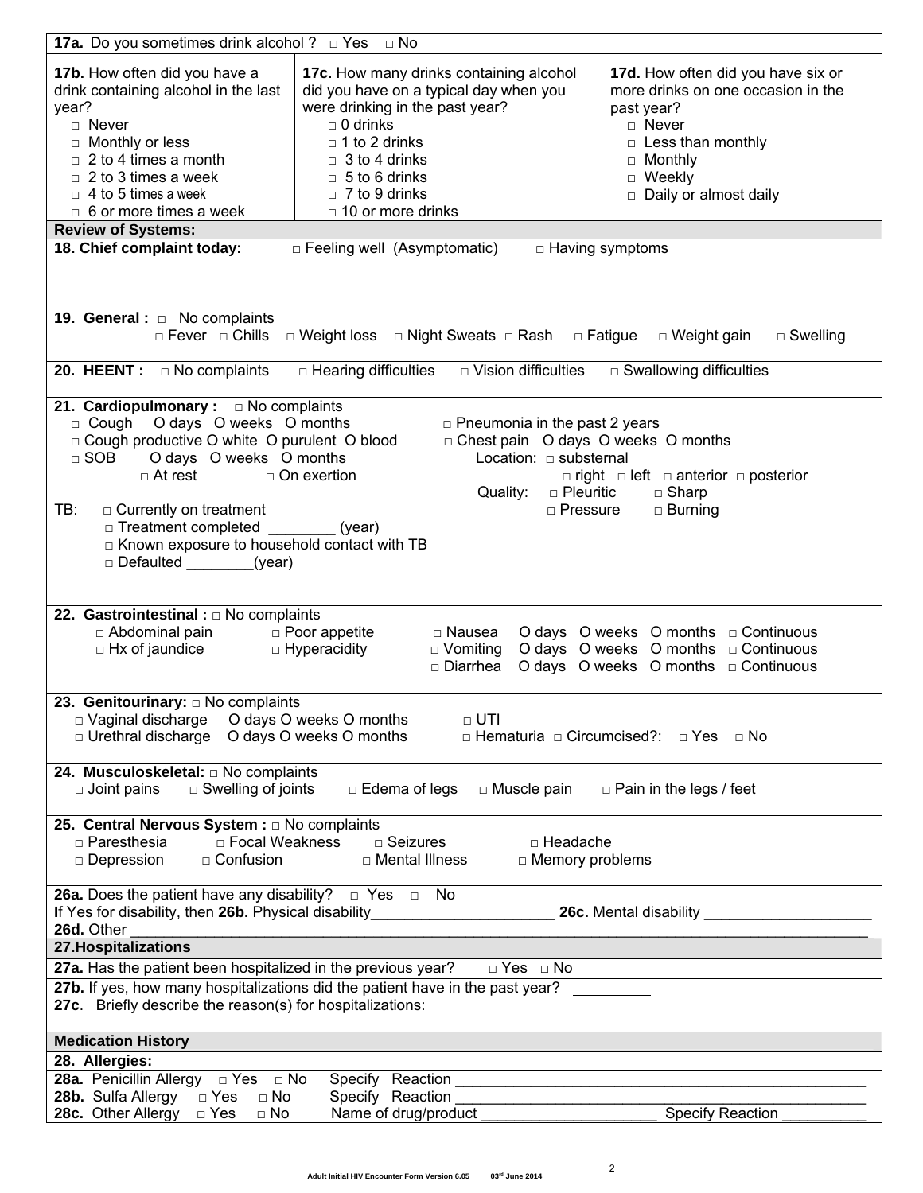**17a.** Do you sometimes drink alcohol ? □ Yes □ No

| **17b.** How often did you have a drink containing alcohol in the last year? | **17c.** How many drinks containing alcohol did you have on a typical day when you were drinking in the past year? | **17d.** How often did you have six or more drinks on one occasion in the past year? |
|---|---|---|
| □ Never | □ 0 drinks | □ Never |
| □ Monthly or less | □ 1 to 2 drinks | □ Less than monthly |
| □ 2 to 4 times a month | □ 3 to 4 drinks | □ Monthly |
| □ 2 to 3 times a week | □ 5 to 6 drinks | □ Weekly |
| □ 4 to 5 times a week | □ 7 to 9 drinks | □ Daily or almost daily |
| □ 6 or more times a week | □ 10 or more drinks | |

## Review of Systems:

**18. Chief complaint today:** □ Feeling well (Asymptomatic) □ Having symptoms

**19. General :** □ No complaints
□ Fever □ Chills □ Weight loss □ Night Sweats □ Rash □ Fatigue □ Weight gain □ Swelling

**20. HEENT :** □ No complaints □ Hearing difficulties □ Vision difficulties □ Swallowing difficulties

**21. Cardiopulmonary :** □ No complaints
□ Cough O days O weeks O months
□ Cough productive O white O purulent O blood
□ SOB O days O weeks O months
□ At rest □ On exertion

□ Pneumonia in the past 2 years
□ Chest pain O days O weeks O months
Location: □ substernal
□ right □ left □ anterior □ posterior
Quality: □ Pleuritic □ Sharp
□ Pressure □ Burning

TB: □ Currently on treatment
□ Treatment completed ________ (year)
□ Known exposure to household contact with TB
□ Defaulted ________(year)

**22. Gastrointestinal :** □ No complaints
□ Abdominal pain □ Poor appetite □ Nausea O days O weeks O months □ Continuous
□ Hx of jaundice □ Hyperacidity □ Vomiting O days O weeks O months □ Continuous
□ Diarrhea O days O weeks O months □ Continuous

**23. Genitourinary:** □ No complaints
□ Vaginal discharge O days O weeks O months □ UTI
□ Urethral discharge O days O weeks O months □ Hematuria □ Circumcised?: □ Yes □ No

**24. Musculoskeletal:** □ No complaints
□ Joint pains □ Swelling of joints □ Edema of legs □ Muscle pain □ Pain in the legs / feet

**25. Central Nervous System :** □ No complaints
□ Paresthesia □ Focal Weakness □ Seizures □ Headache
□ Depression □ Confusion □ Mental Illness □ Memory problems

**26a.** Does the patient have any disability? □ Yes □ No
**I**f Yes for disability, then **26b.** Physical disability______________________ **26c.** Mental disability ____________________
**26d.** Other ______________________________________________________________________________

## 27.Hospitalizations

**27a.** Has the patient been hospitalized in the previous year? □ Yes □ No

**27b.** If yes, how many hospitalizations did the patient have in the past year? _________
**27c**. Briefly describe the reason(s) for hospitalizations:

## Medication History

**28. Allergies:**

**28a.** Penicillin Allergy □ Yes □ No Specify Reaction ________________________________________________
**28b.** Sulfa Allergy □ Yes □ No Specify Reaction ________________________________________________
**28c.** Other Allergy □ Yes □ No Name of drug/product _____________________ Specify Reaction __________

Adult Initial HIV Encounter Form Version 6.05 03rd June 2014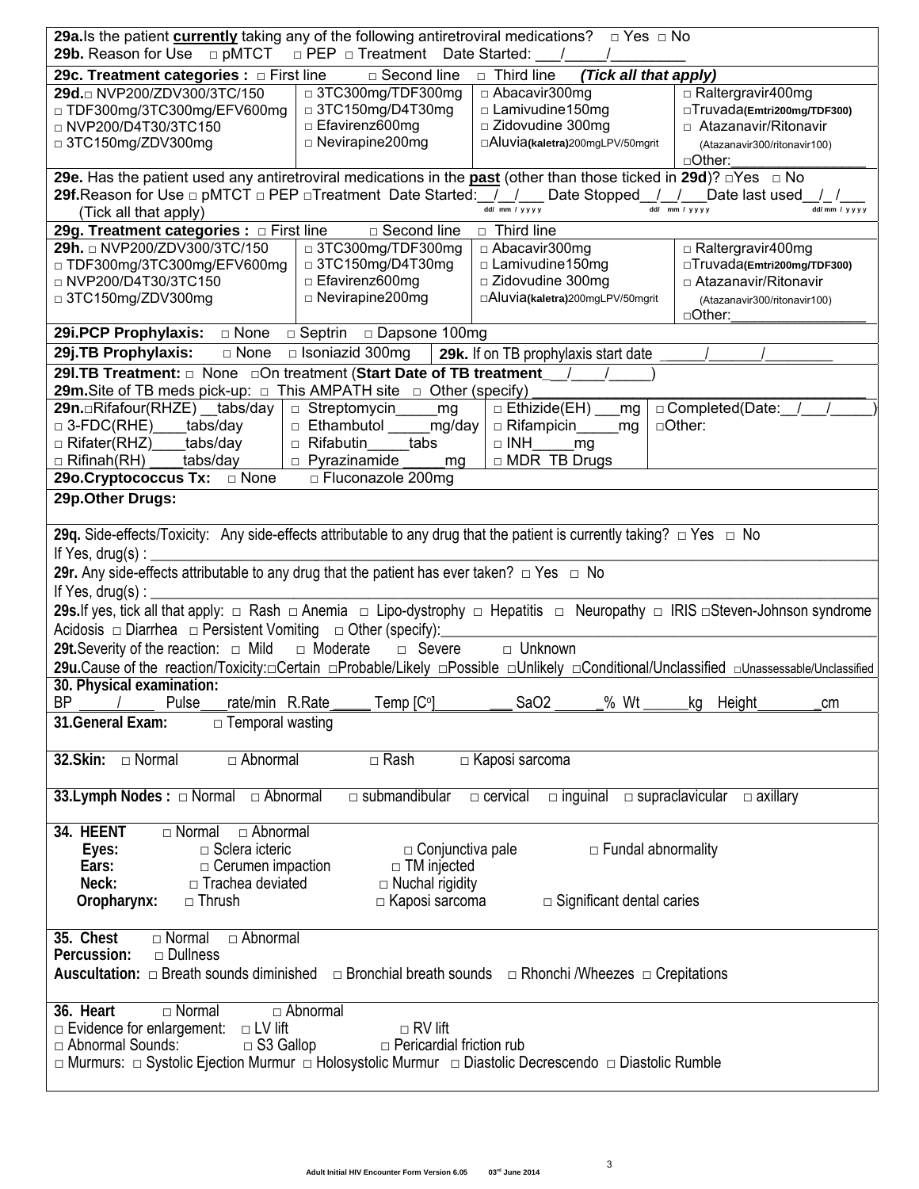**29a.** Is the patient **currently** taking any of the following antiretroviral medications? □ Yes □ No
**29b.** Reason for Use □ pMTCT □ PEP □ Treatment Date Started: ___/_____/_________

**29c. Treatment categories :** □ First line □ Second line □ Third line ***(Tick all that apply)***

| | | | |
|---|---|---|---|
| **29d.** □ NVP200/ZDV300/3TC/150<br>□ TDF300mg/3TC300mg/EFV600mg<br>□ NVP200/D4T30/3TC150<br>□ 3TC150mg/ZDV300mg | □ 3TC300mg/TDF300mg<br>□ 3TC150mg/D4T30mg<br>□ Efavirenz600mg<br>□ Nevirapine200mg | □ Abacavir300mg<br>□ Lamivudine150mg<br>□ Zidovudine 300mg<br>□ Aluvia**(kaletra)**200mgLPV/50mgrit | □ Raltergravir400mg<br>□ Truvada**(Emtri200mg/TDF300)**<br>□ Atazanavir/Ritonavir (Atazanavir300/ritonavir100)<br>□ Other:________________ |

**29e.** Has the patient used any antiretroviral medications in the **past** (other than those ticked in **29d**)? □ Yes □ No
**29f.** Reason for Use □ pMTCT □ PEP □ Treatment Date Started:__/__/___ Date Stopped__/__/___ Date last used__/_/___
(Tick all that apply) dd/ mm / yyyy dd/ mm / yyyy dd/ mm / yyyy

**29g. Treatment categories :** □ First line □ Second line □ Third line

| | | | |
|---|---|---|---|
| **29h.** □ NVP200/ZDV300/3TC/150<br>□ TDF300mg/3TC300mg/EFV600mg<br>□ NVP200/D4T30/3TC150<br>□ 3TC150mg/ZDV300mg | □ 3TC300mg/TDF300mg<br>□ 3TC150mg/D4T30mg<br>□ Efavirenz600mg<br>□ Nevirapine200mg | □ Abacavir300mg<br>□ Lamivudine150mg<br>□ Zidovudine 300mg<br>□ Aluvia**(kaletra)**200mgLPV/50mgrit | □ Raltergravir400mg<br>□ Truvada**(Emtri200mg/TDF300)**<br>□ Atazanavir/Ritonavir (Atazanavir300/ritonavir100)<br>□ Other:________________ |

**29i. PCP Prophylaxis:** □ None □ Septrin □ Dapsone 100mg

**29j. TB Prophylaxis:** □ None □ Isoniazid 300mg | **29k.** If on TB prophylaxis start date _____/______/________

**29l. TB Treatment:** □ None □ On treatment (**Start Date of TB treatment**_/___/_____)
**29m.** Site of TB meds pick-up: □ This AMPATH site □ Other (specify) ______________________________

| | | | |
|---|---|---|---|
| **29n.** □ Rifafour(RHZE) __tabs/day<br>□ 3-FDC(RHE)____tabs/day<br>□ Rifater(RHZ)____tabs/day<br>□ Rifinah(RH) ____tabs/day | □ Streptomycin_____mg<br>□ Ethambutol _____mg/day<br>□ Rifabutin_____tabs<br>□ Pyrazinamide _____mg | □ Ethizide(EH) ___mg<br>□ Rifampicin_____mg<br>□ INH_____mg<br>□ MDR TB Drugs | □ Completed(Date:__/___/_____)<br>□ Other: |

**29o. Cryptococcus Tx:** □ None □ Fluconazole 200mg

**29p. Other Drugs:**

**29q.** Side-effects/Toxicity: Any side-effects attributable to any drug that the patient is currently taking? □ Yes □ No
If Yes, drug(s) : ____________________________________________________________

**29r.** Any side-effects attributable to any drug that the patient has ever taken? □ Yes □ No
If Yes, drug(s) : ____________________________________________________________

**29s.** If yes, tick all that apply: □ Rash □ Anemia □ Lipo-dystrophy □ Hepatitis □ Neuropathy □ IRIS □ Steven-Johnson syndrome Acidosis □ Diarrhea □ Persistent Vomiting □ Other (specify):______________________

**29t.** Severity of the reaction: □ Mild □ Moderate □ Severe □ Unknown

**29u.** Cause of the reaction/Toxicity: □ Certain □ Probable/Likely □ Possible □ Unlikely □ Conditional/Unclassified □ Unassessable/Unclassified

**30. Physical examination:**
BP _____/_____ Pulse___rate/min R.Rate_____ Temp [C°]___________ SaO2 ______% Wt ______kg Height________cm

**31. General Exam:** □ Temporal wasting

**32. Skin:** □ Normal □ Abnormal □ Rash □ Kaposi sarcoma

**33. Lymph Nodes :** □ Normal □ Abnormal □ submandibular □ cervical □ inguinal □ supraclavicular □ axillary

**34. HEENT** □ Normal □ Abnormal
**Eyes:** □ Sclera icteric □ Conjunctiva pale □ Fundal abnormality
**Ears:** □ Cerumen impaction □ TM injected
**Neck:** □ Trachea deviated □ Nuchal rigidity
**Oropharynx:** □ Thrush □ Kaposi sarcoma □ Significant dental caries

**35. Chest** □ Normal □ Abnormal
**Percussion:** □ Dullness
**Auscultation:** □ Breath sounds diminished □ Bronchial breath sounds □ Rhonchi /Wheezes □ Crepitations

**36. Heart** □ Normal □ Abnormal
□ Evidence for enlargement: □ LV lift □ RV lift
□ Abnormal Sounds: □ S3 Gallop □ Pericardial friction rub
□ Murmurs: □ Systolic Ejection Murmur □ Holosystolic Murmur □ Diastolic Decrescendo □ Diastolic Rumble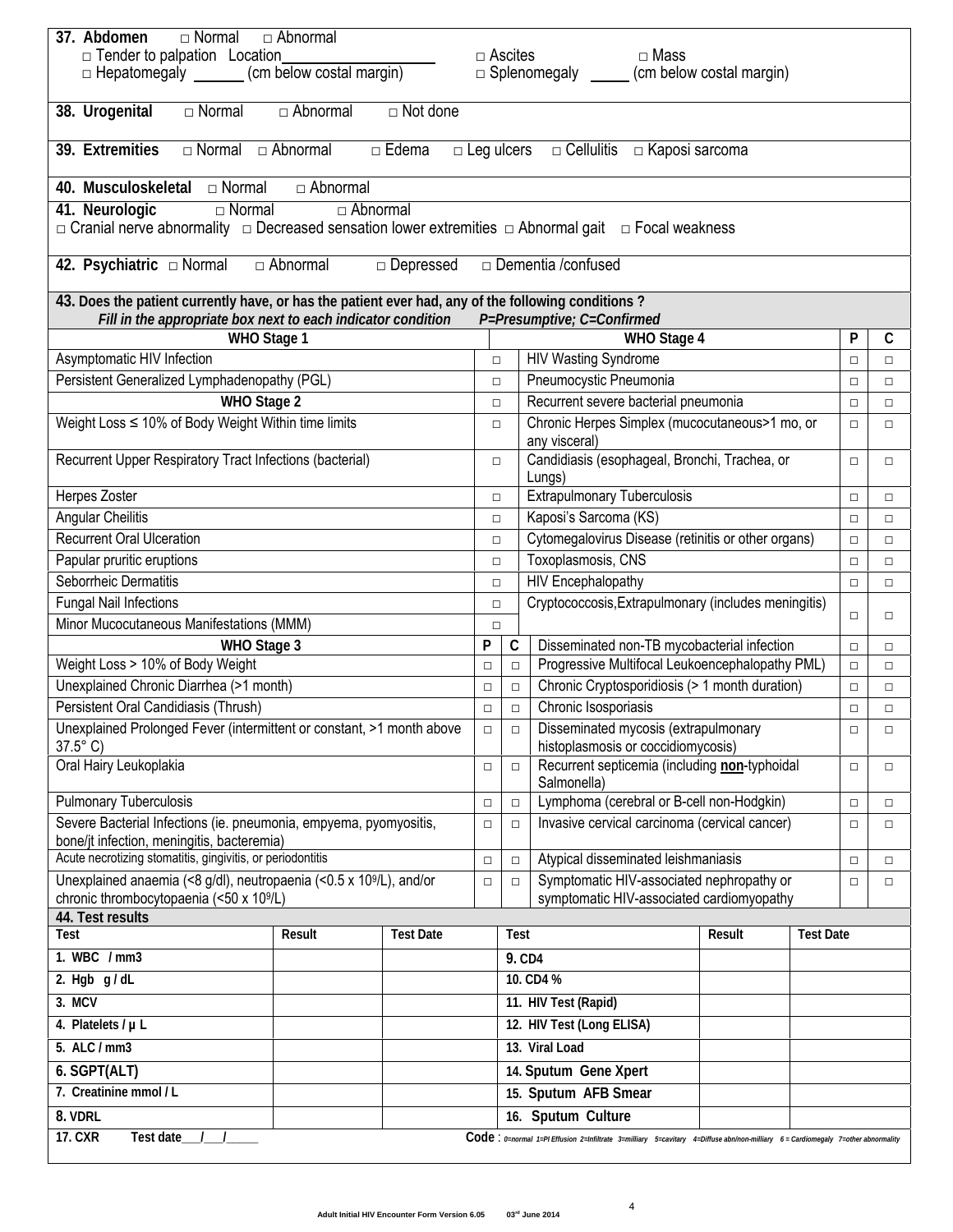**37. Abdomen** □ Normal □ Abnormal
□ Tender to palpation Location___________________ □ Ascites □ Mass
□ Hepatomegaly ______ (cm below costal margin) □ Splenomegaly _____ (cm below costal margin)

**38. Urogenital** □ Normal □ Abnormal □ Not done

**39. Extremities** □ Normal □ Abnormal □ Edema □ Leg ulcers □ Cellulitis □ Kaposi sarcoma

**40. Musculoskeletal** □ Normal □ Abnormal

**41. Neurologic** □ Normal □ Abnormal
□ Cranial nerve abnormality □ Decreased sensation lower extremities □ Abnormal gait □ Focal weakness

**42. Psychiatric** □ Normal □ Abnormal □ Depressed □ Dementia /confused

**43. Does the patient currently have, or has the patient ever had, any of the following conditions ?**
***Fill in the appropriate box next to each indicator condition P=Presumptive; C=Confirmed***

| WHO Stage 1 | | | WHO Stage 4 | P | C |
|---|---|---|---|---|---|
| Asymptomatic HIV Infection | □ | | HIV Wasting Syndrome | □ | □ |
| Persistent Generalized Lymphadenopathy (PGL) | □ | | Pneumocystic Pneumonia | □ | □ |
| **WHO Stage 2** | □ | | Recurrent severe bacterial pneumonia | □ | □ |
| Weight Loss ≤ 10% of Body Weight Within time limits | □ | | Chronic Herpes Simplex (mucocutaneous>1 mo, or any visceral) | □ | □ |
| Recurrent Upper Respiratory Tract Infections (bacterial) | □ | | Candidiasis (esophageal, Bronchi, Trachea, or Lungs) | □ | □ |
| Herpes Zoster | □ | | Extrapulmonary Tuberculosis | □ | □ |
| Angular Cheilitis | □ | | Kaposi's Sarcoma (KS) | □ | □ |
| Recurrent Oral Ulceration | □ | | Cytomegalovirus Disease (retinitis or other organs) | □ | □ |
| Papular pruritic eruptions | □ | | Toxoplasmosis, CNS | □ | □ |
| Seborrheic Dermatitis | □ | | HIV Encephalopathy | □ | □ |
| Fungal Nail Infections | □ | | Cryptococcosis,Extrapulmonary (includes meningitis) | □ | □ |
| Minor Mucocutaneous Manifestations (MMM) | □ | | | | |
| **WHO Stage 3** | **P** | **C** | Disseminated non-TB mycobacterial infection | □ | □ |
| Weight Loss > 10% of Body Weight | □ | □ | Progressive Multifocal Leukoencephalopathy PML) | □ | □ |
| Unexplained Chronic Diarrhea (>1 month) | □ | □ | Chronic Cryptosporidiosis (> 1 month duration) | □ | □ |
| Persistent Oral Candidiasis (Thrush) | □ | □ | Chronic Isosporiasis | □ | □ |
| Unexplained Prolonged Fever (intermittent or constant, >1 month above 37.5° C) | □ | □ | Disseminated mycosis (extrapulmonary histoplasmosis or coccidiomycosis) | □ | □ |
| Oral Hairy Leukoplakia | □ | □ | Recurrent septicemia (including **non**-typhoidal Salmonella) | □ | □ |
| Pulmonary Tuberculosis | □ | □ | Lymphoma (cerebral or B-cell non-Hodgkin) | □ | □ |
| Severe Bacterial Infections (ie. pneumonia, empyema, pyomyositis, bone/jt infection, meningitis, bacteremia) | □ | □ | Invasive cervical carcinoma (cervical cancer) | □ | □ |
| Acute necrotizing stomatitis, gingivitis, or periodontitis | □ | □ | Atypical disseminated leishmaniasis | □ | □ |
| Unexplained anaemia (<8 g/dl), neutropaenia (<0.5 x $10^9$/L), and/or chronic thrombocytopaenia (<50 x $10^9$/L) | □ | □ | Symptomatic HIV-associated nephropathy or symptomatic HIV-associated cardiomyopathy | □ | □ |

**44. Test results**

| Test | Result | Test Date | Test | Result | Test Date |
|---|---|---|---|---|---|
| 1. WBC / mm3 | | | 9. CD4 | | |
| 2. Hgb g / dL | | | 10. CD4 % | | |
| 3. MCV | | | 11. HIV Test (Rapid) | | |
| 4. Platelets / µ L | | | 12. HIV Test (Long ELISA) | | |
| 5. ALC / mm3 | | | 13. Viral Load | | |
| 6. SGPT(ALT) | | | 14. Sputum Gene Xpert | | |
| 7. Creatinine mmol / L | | | 15. Sputum AFB Smear | | |
| 8. VDRL | | | 16. Sputum Culture | | |

**17. CXR** Test date___/___/_____ **Code** : 0=normal 1=Pl Effusion 2=Infiltrate 3=milliary 5=cavitary 4=Diffuse abn/non-milliary 6 = Cardiomegaly 7=other abnormality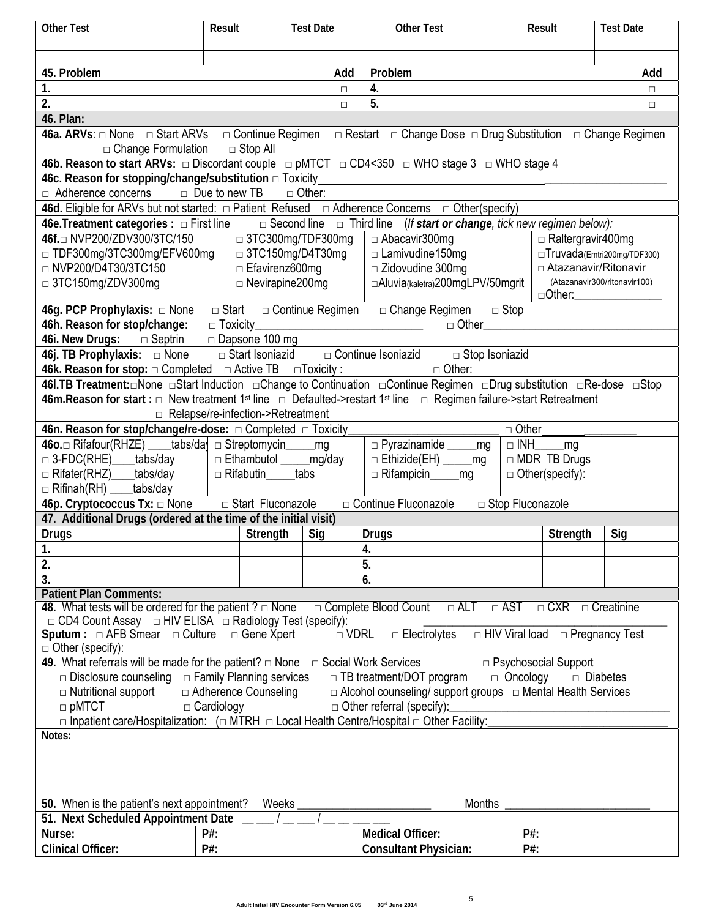| Other Test | Result | Test Date | Other Test | Result | Test Date |
|---|---|---|---|---|---|
| | | | | | |
| | | | | | |

| 45. Problem | Add | Problem | Add |
|---|---|---|---|
| 1. | □ | 4. | □ |
| 2. | □ | 5. | □ |

**46. Plan:**

**46a. ARVs**: □ None □ Start ARVs □ Continue Regimen □ Restart □ Change Dose □ Drug Substitution □ Change Regimen □ Change Formulation □ Stop All

**46b. Reason to start ARVs:** □ Discordant couple □ pMTCT □ CD4<350 □ WHO stage 3 □ WHO stage 4

**46c. Reason for stopping/change/substitution** □ Toxicity____________________________________________
□ Adherence concerns □ Due to new TB □ Other:

**46d.** Eligible for ARVs but not started: □ Patient Refused □ Adherence Concerns □ Other(specify)

**46e.Treatment categories :** □ First line □ Second line □ Third line (*If **start or change**, tick new regimen below):*

| | | | |
|---|---|---|---|
| **46f.**□ NVP200/ZDV300/3TC/150 | □ 3TC300mg/TDF300mg | □ Abacavir300mg | □ Raltergravir400mg |
| □ TDF300mg/3TC300mg/EFV600mg | □ 3TC150mg/D4T30mg | □ Lamivudine150mg | □Truvada(Emtri200mg/TDF300) |
| □ NVP200/D4T30/3TC150 | □ Efavirenz600mg | □ Zidovudine 300mg | □ Atazanavir/Ritonavir (Atazanavir300/ritonavir100) |
| □ 3TC150mg/ZDV300mg | □ Nevirapine200mg | □Aluvia(kaletra)200mgLPV/50mgrit | □Other:________________ |

**46g. PCP Prophylaxis:** □ None □ Start □ Continue Regimen □ Change Regimen □ Stop

**46h. Reason for stop/change:** □ Toxicity______________________________ □ Other___________________________________

**46i. New Drugs:** □ Septrin □ Dapsone 100 mg

**46j. TB Prophylaxis:** □ None □ Start Isoniazid □ Continue Isoniazid □ Stop Isoniazid

**46k. Reason for stop:** □ Completed □ Active TB □Toxicity : □ Other:

**46l.TB Treatment:**□None □Start Induction □Change to Continuation □Continue Regimen □Drug substitution □Re-dose □Stop

**46m.Reason for start :** □ New treatment 1st line □ Defaulted->restart 1st line □ Regimen failure->start Retreatment □ Relapse/re-infection->Retreatment

**46n. Reason for stop/change/re-dose:** □ Completed □ Toxicity___________________________ □ Other__________________

| | | | |
|---|---|---|---|
| **46o.**□ Rifafour(RHZE) ____tabs/day | □ Streptomycin_____mg | □ Pyrazinamide _____mg | □ INH_____mg |
| □ 3-FDC(RHE)____tabs/day | □ Ethambutol _____mg/day | □ Ethizide(EH) _____mg | □ MDR TB Drugs |
| □ Rifater(RHZ)____tabs/day | □ Rifabutin_____tabs | □ Rifampicin_____mg | □ Other(specify): |
| □ Rifinah(RH) ____tabs/day | | | |

**46p. Cryptococcus Tx:** □ None □ Start Fluconazole □ Continue Fluconazole □ Stop Fluconazole

**47. Additional Drugs (ordered at the time of the initial visit)**

| Drugs | Strength | Sig | Drugs | Strength | Sig |
|---|---|---|---|---|---|
| 1. | | | 4. | | |
| 2. | | | 5. | | |
| 3. | | | 6. | | |

**Patient Plan Comments:**

**48.** What tests will be ordered for the patient ? □ None □ Complete Blood Count □ ALT □ AST □ CXR □ Creatinine
□ CD4 Count Assay □ HIV ELISA □ Radiology Test (specify):____________________________________________
**Sputum :** □ AFB Smear □ Culture □ Gene Xpert □ VDRL □ Electrolytes □ HIV Viral load □ Pregnancy Test
□ Other (specify):

**49.** What referrals will be made for the patient? □ None □ Social Work Services □ Psychosocial Support
□ Disclosure counseling □ Family Planning services □ TB treatment/DOT program □ Oncology □ Diabetes
□ Nutritional support □ Adherence Counseling □ Alcohol counseling/ support groups □ Mental Health Services
□ pMTCT □ Cardiology □ Other referral (specify):_______________________________________
□ Inpatient care/Hospitalization: (□ MTRH □ Local Health Centre/Hospital □ Other Facility:_______________________________

**Notes:**

**50.** When is the patient's next appointment? Weeks ________________________ Months ___________________________

**51. Next Scheduled Appointment Date** __ ___ / __ ___ / __ __ ___ ___

| | | | |
|---|---|---|---|
| **Nurse:** | **P#:** | **Medical Officer:** | **P#:** |
| **Clinical Officer:** | **P#:** | **Consultant Physician:** | **P#:** |

Adult Initial HIV Encounter Form Version 6.05 03rd June 2014